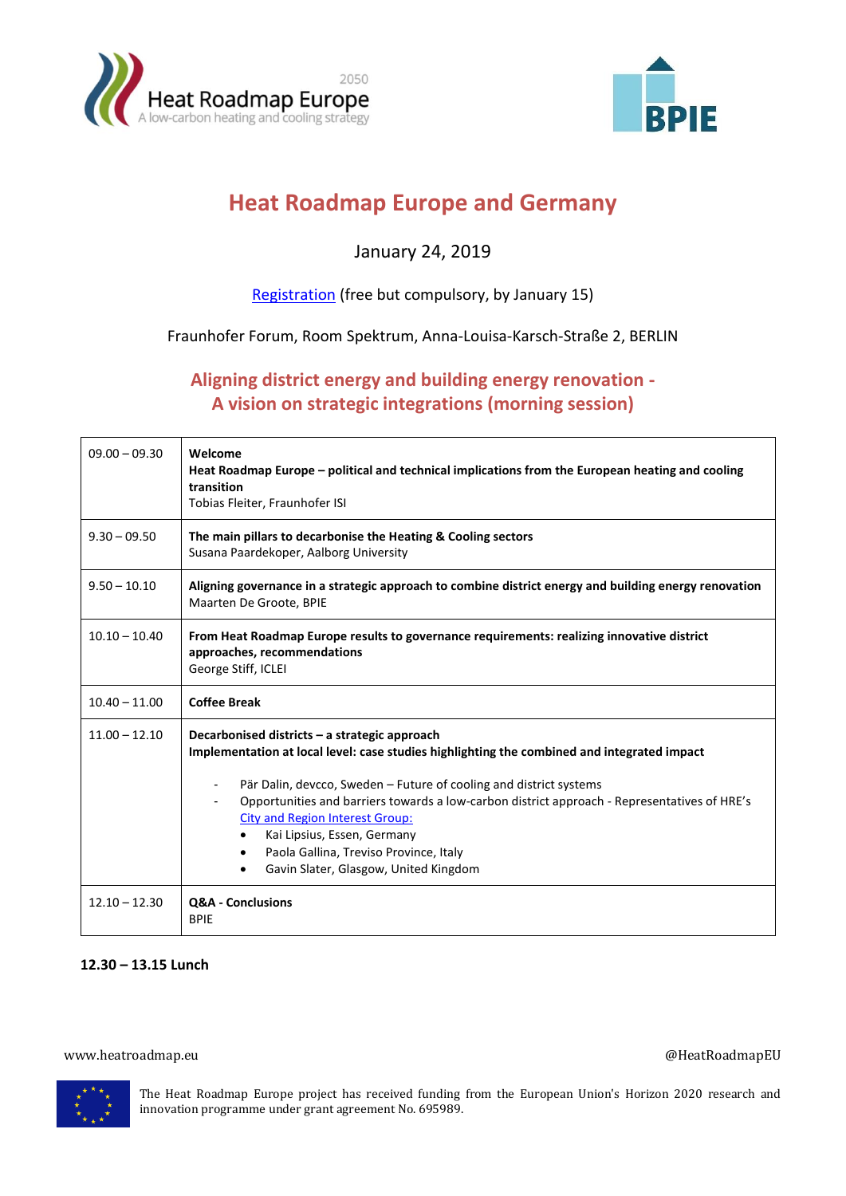# Heat Roadmap Europe and Germany

January 24, 2019

[Registration](#) (free but compulsory, by January 15)

Fraunhofer Forum, Room Spektrum, Anna-Louisa-Karsch-Straße 2, BERLIN

## Aligning district energy and building energy renovation - A vision on strategic integrations (morning session)

| Time | Session |
|---|---|
| 09.00 – 09.30 | **Welcome**<br>**Heat Roadmap Europe – political and technical implications from the European heating and cooling transition**<br>Tobias Fleiter, Fraunhofer ISI |
| 9.30 – 09.50 | **The main pillars to decarbonise the Heating & Cooling sectors**<br>Susana Paardekoper, Aalborg University |
| 9.50 – 10.10 | **Aligning governance in a strategic approach to combine district energy and building energy renovation**<br>Maarten De Groote, BPIE |
| 10.10 – 10.40 | **From Heat Roadmap Europe results to governance requirements: realizing innovative district approaches, recommendations**<br>George Stiff, ICLEI |
| 10.40 – 11.00 | **Coffee Break** |
| 11.00 – 12.10 | **Decarbonised districts – a strategic approach**<br>**Implementation at local level: case studies highlighting the combined and integrated impact**<br>- Pär Dalin, devcco, Sweden – Future of cooling and district systems<br>- Opportunities and barriers towards a low-carbon district approach - Representatives of HRE's City and Region Interest Group:<br>  • Kai Lipsius, Essen, Germany<br>  • Paola Gallina, Treviso Province, Italy<br>  • Gavin Slater, Glasgow, United Kingdom |
| 12.10 – 12.30 | **Q&A - Conclusions**<br>BPIE |

**12.30 – 13.15 Lunch**

www.heatroadmap.eu

@HeatRoadmapEU

The Heat Roadmap Europe project has received funding from the European Union's Horizon 2020 research and innovation programme under grant agreement No. 695989.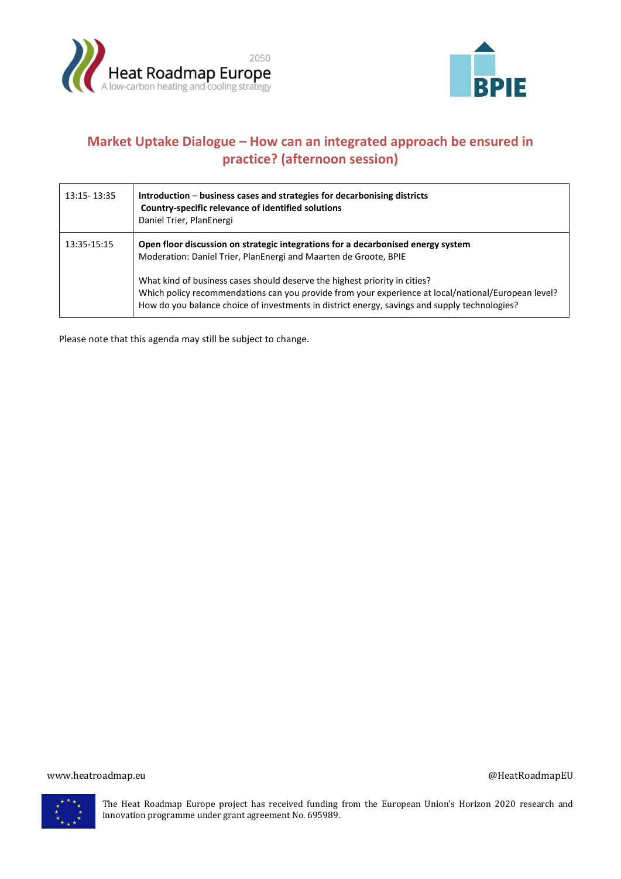## Market Uptake Dialogue – How can an integrated approach be ensured in practice? (afternoon session)

| | |
|---|---|
| 13:15- 13:35 | **Introduction – business cases and strategies for decarbonising districts**<br>**Country-specific relevance of identified solutions**<br>Daniel Trier, PlanEnergi |
| 13:35-15:15 | **Open floor discussion on strategic integrations for a decarbonised energy system**<br>Moderation: Daniel Trier, PlanEnergi and Maarten de Groote, BPIE<br><br>What kind of business cases should deserve the highest priority in cities?<br>Which policy recommendations can you provide from your experience at local/national/European level?<br>How do you balance choice of investments in district energy, savings and supply technologies? |

Please note that this agenda may still be subject to change.

www.heatroadmap.eu @HeatRoadmapEU

The Heat Roadmap Europe project has received funding from the European Union's Horizon 2020 research and innovation programme under grant agreement No. 695989.